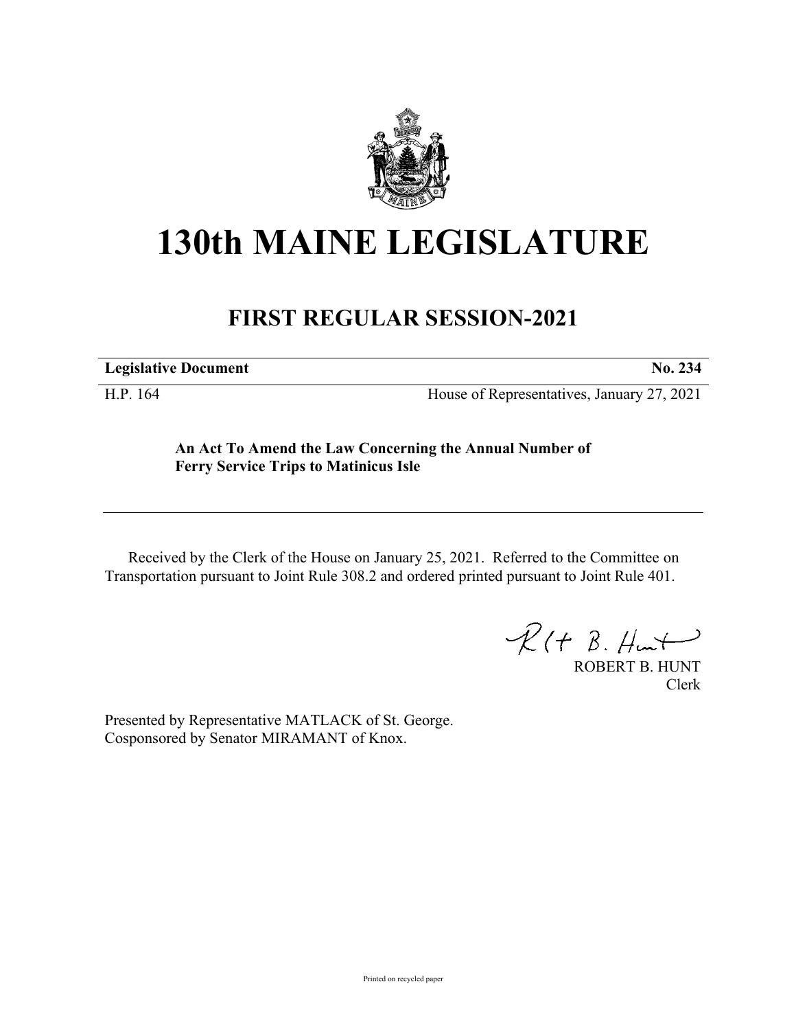# 130th MAINE LEGISLATURE

## FIRST REGULAR SESSION-2021

**Legislative Document** **No. 234**

H.P. 164 House of Representatives, January 27, 2021

**An Act To Amend the Law Concerning the Annual Number of Ferry Service Trips to Matinicus Isle**

Received by the Clerk of the House on January 25, 2021. Referred to the Committee on Transportation pursuant to Joint Rule 308.2 and ordered printed pursuant to Joint Rule 401.

ROBERT B. HUNT
Clerk

Presented by Representative MATLACK of St. George.
Cosponsored by Senator MIRAMANT of Knox.

Printed on recycled paper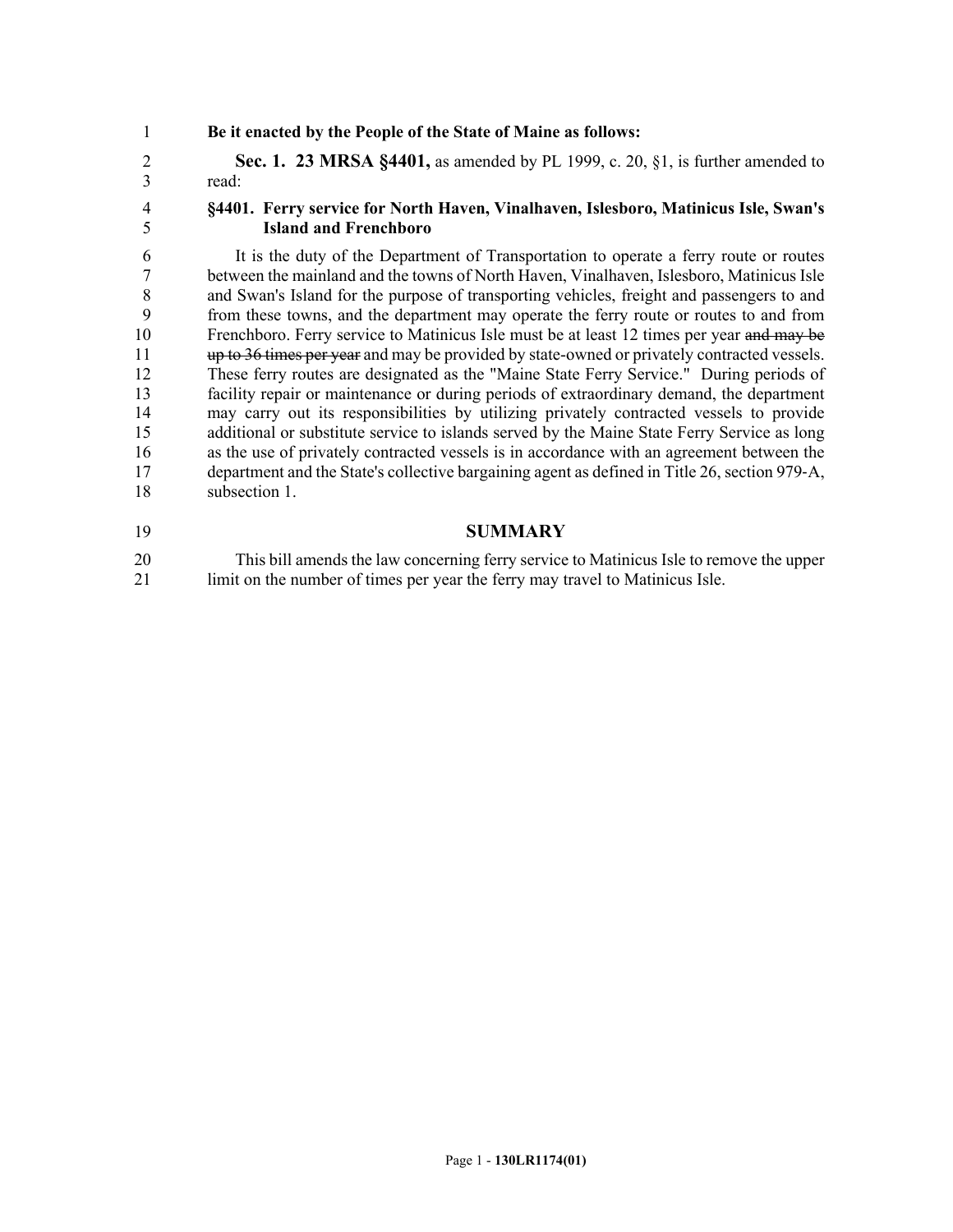**Be it enacted by the People of the State of Maine as follows:**

**Sec. 1. 23 MRSA §4401,** as amended by PL 1999, c. 20, §1, is further amended to read:

**§4401. Ferry service for North Haven, Vinalhaven, Islesboro, Matinicus Isle, Swan's Island and Frenchboro**

It is the duty of the Department of Transportation to operate a ferry route or routes between the mainland and the towns of North Haven, Vinalhaven, Islesboro, Matinicus Isle and Swan's Island for the purpose of transporting vehicles, freight and passengers to and from these towns, and the department may operate the ferry route or routes to and from Frenchboro. Ferry service to Matinicus Isle must be at least 12 times per year ~~and may be up to 36 times per year~~ and may be provided by state-owned or privately contracted vessels. These ferry routes are designated as the "Maine State Ferry Service." During periods of facility repair or maintenance or during periods of extraordinary demand, the department may carry out its responsibilities by utilizing privately contracted vessels to provide additional or substitute service to islands served by the Maine State Ferry Service as long as the use of privately contracted vessels is in accordance with an agreement between the department and the State's collective bargaining agent as defined in Title 26, section 979-A, subsection 1.

## SUMMARY

This bill amends the law concerning ferry service to Matinicus Isle to remove the upper limit on the number of times per year the ferry may travel to Matinicus Isle.